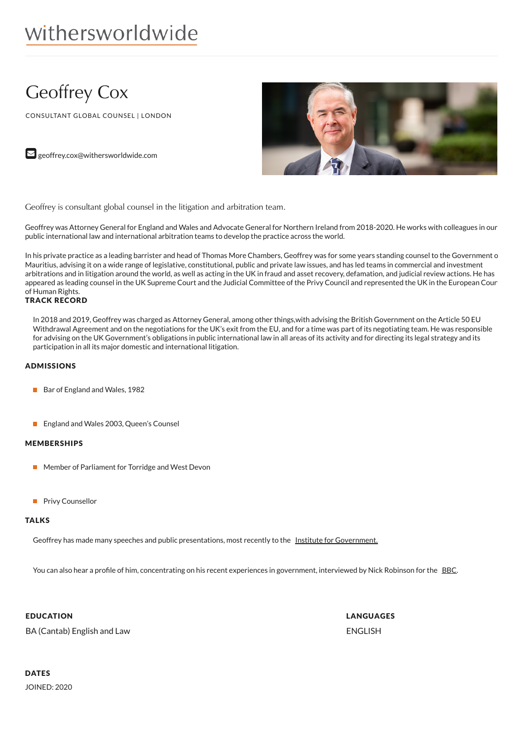withersworldwide

# Geoffrey Cox

CONSULTANT GLOBAL COUNSEL | LONDON

geoffrey.cox@withersworldwide.com

Geoffrey is consultant global counsel in the litigation and arbitration team.

Geoffrey was Attorney General for England and Wales and Advocate General for Northern Ireland from 2018-2020. He works with colleagues in our public international law and international arbitration teams to develop the practice across the world.

In his private practice as a leading barrister and head of Thomas More Chambers, Geoffrey was for some years standing counsel to the Government o Mauritius, advising it on a wide range of legislative, constitutional, public and private law issues, and has led teams in commercial and investment arbitrations and in litigation around the world, as well as acting in the UK in fraud and asset recovery, defamation, and judicial review actions. He has appeared as leading counsel in the UK Supreme Court and the Judicial Committee of the Privy Council and represented the UK in the European Cour of Human Rights.

## TRACK RECORD

In 2018 and 2019, Geoffrey was charged as Attorney General, among other things,with advising the British Government on the Article 50 EU Withdrawal Agreement and on the negotiations for the UK's exit from the EU, and for a time was part of its negotiating team. He was responsible for advising on the UK Government's obligations in public international law in all areas of its activity and for directing its legal strategy and its participation in all its major domestic and international litigation.

## ADMISSIONS

- Bar of England and Wales, 1982
- England and Wales 2003, Queen's Counsel

## MEMBERSHIPS

- Member of Parliament for Torridge and West Devon
- Privy Counsellor

## TALKS

Geoffrey has made many speeches and public presentations, most recently to the Institute for Government.

You can also hear a profile of him, concentrating on his recent experiences in government, interviewed by Nick Robinson for the BBC.

## EDUCATION

BA (Cantab) English and Law

## LANGUAGES

ENGLISH

## DATES

JOINED: 2020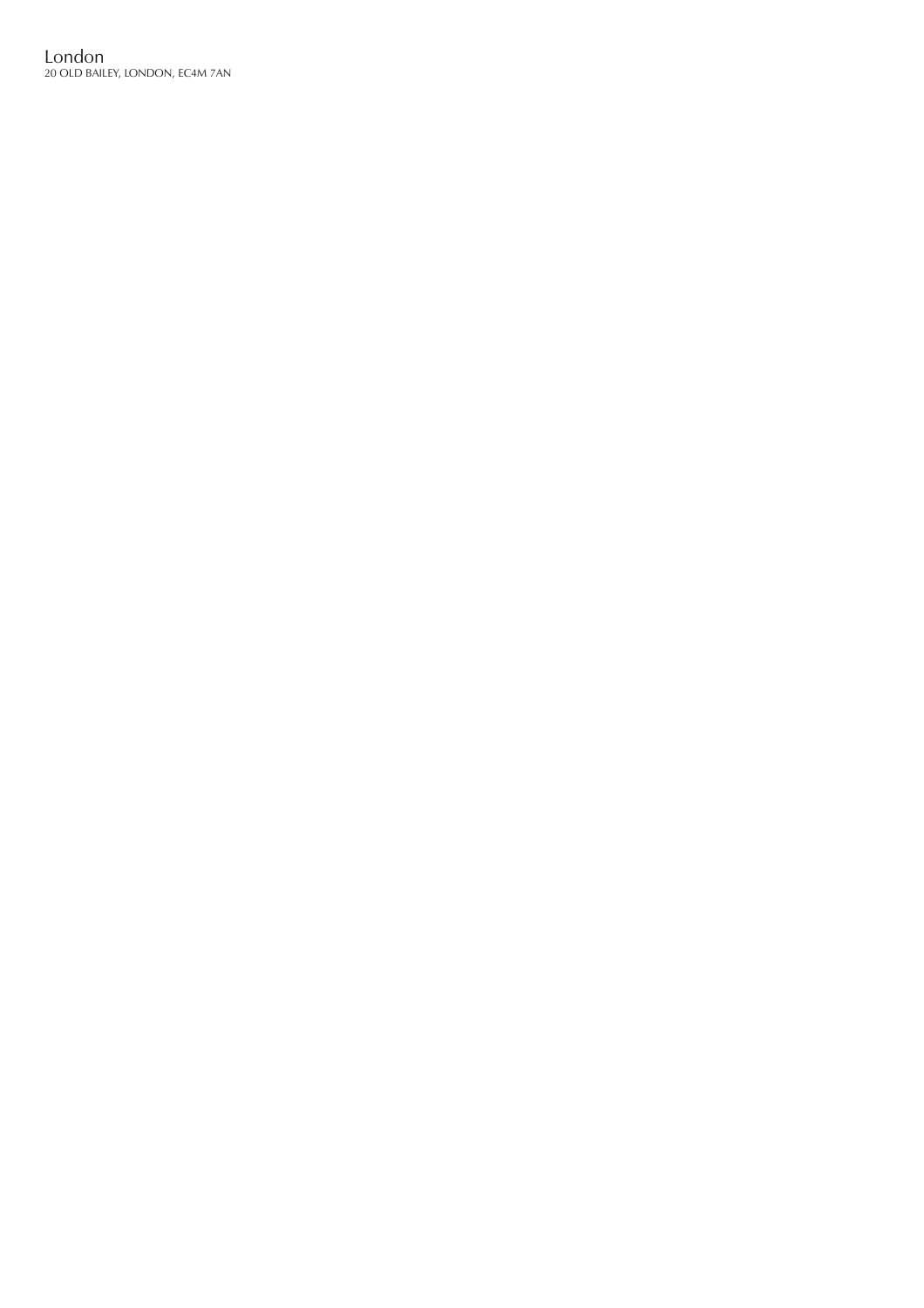London
20 OLD BAILEY, LONDON, EC4M 7AN